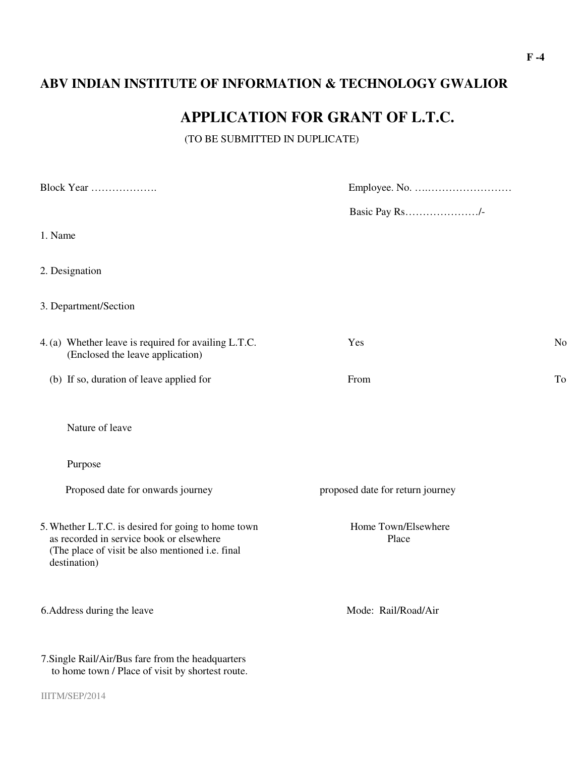F -4

# ABV INDIAN INSTITUTE OF INFORMATION & TECHNOLOGY GWALIOR

## APPLICATION FOR GRANT OF L.T.C.

(TO BE SUBMITTED IN DUPLICATE)

Block Year ……………….                Employee. No. ….……………………

Basic Pay Rs…………………/-

1. Name

2. Designation

3. Department/Section

4. (a) Whether leave is required for availing L.T.C. (Enclosed the leave application)    Yes    No

   (b) If so, duration of leave applied for    From    To

   Nature of leave

   Purpose

   Proposed date for onwards journey    proposed date for return journey

5. Whether L.T.C. is desired for going to home town as recorded in service book or elsewhere (The place of visit be also mentioned i.e. final destination)    Home Town/Elsewhere Place

6. Address during the leave    Mode: Rail/Road/Air

7. Single Rail/Air/Bus fare from the headquarters to home town / Place of visit by shortest route.

IIITM/SEP/2014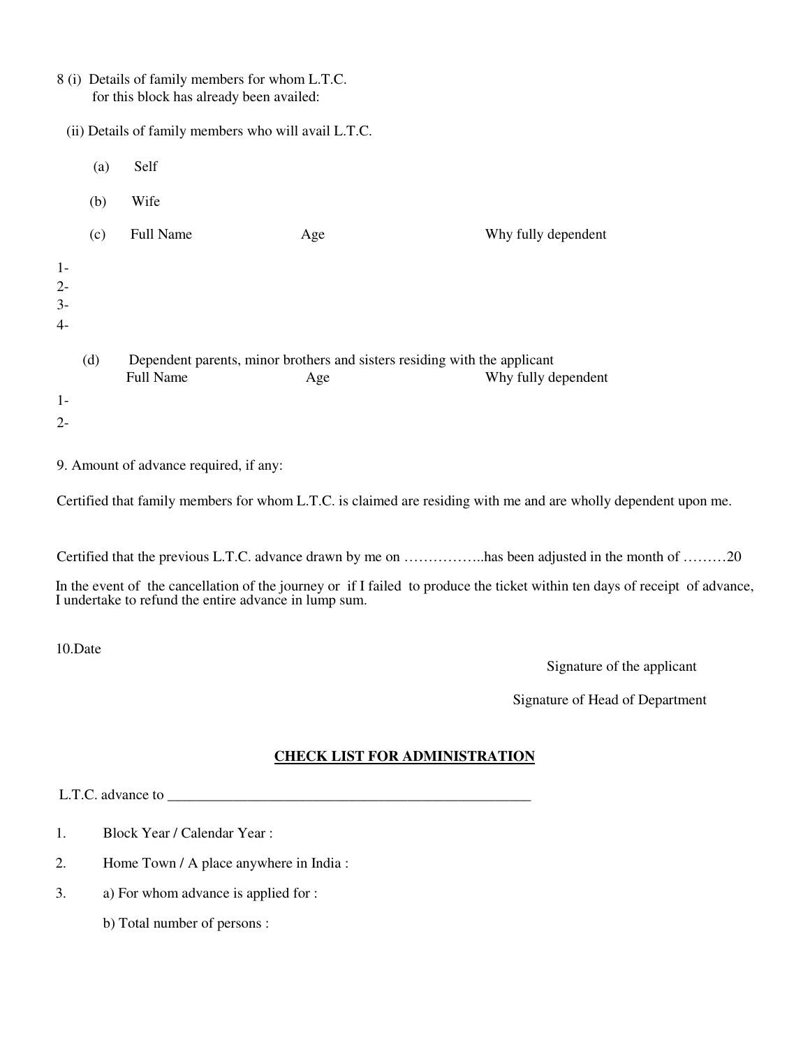8 (i) Details of family members for whom L.T.C. for this block has already been availed:

(ii) Details of family members who will avail L.T.C.

(a) Self

(b) Wife

(c) Full Name Age Why fully dependent

1-
2-
3-
4-

(d) Dependent parents, minor brothers and sisters residing with the applicant
Full Name Age Why fully dependent

1-
2-

9. Amount of advance required, if any:

Certified that family members for whom L.T.C. is claimed are residing with me and are wholly dependent upon me.

Certified that the previous L.T.C. advance drawn by me on ……………..has been adjusted in the month of ………20

In the event of the cancellation of the journey or if I failed to produce the ticket within ten days of receipt of advance, I undertake to refund the entire advance in lump sum.

10.Date

Signature of the applicant

Signature of Head of Department

## CHECK LIST FOR ADMINISTRATION

L.T.C. advance to ____________________________________________________

1. Block Year / Calendar Year :
2. Home Town / A place anywhere in India :
3. a) For whom advance is applied for :

   b) Total number of persons :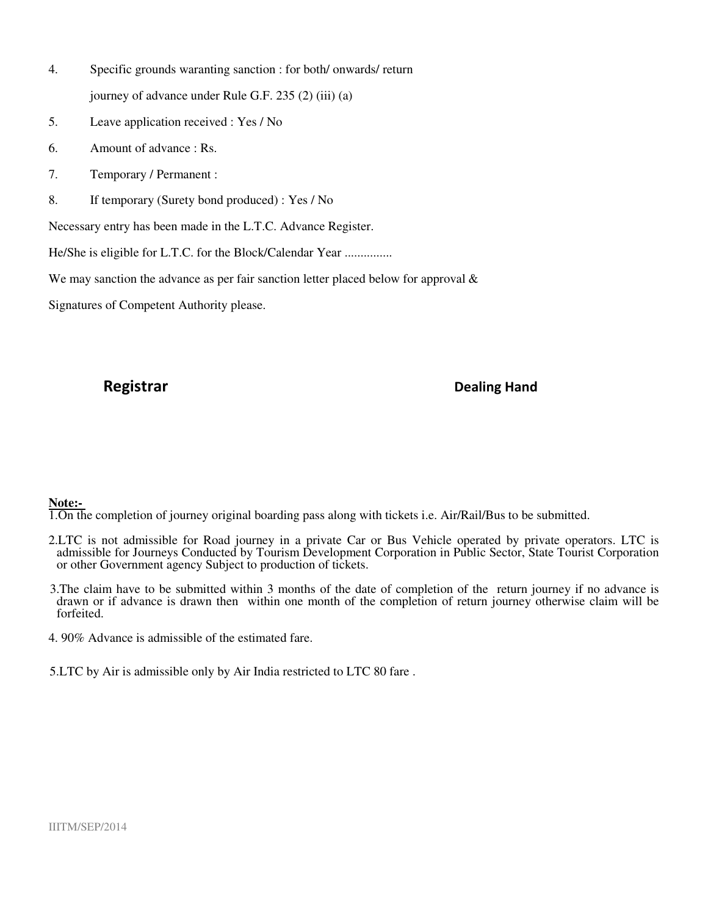4. Specific grounds waranting sanction : for both/ onwards/ return journey of advance under Rule G.F. 235 (2) (iii) (a)

5. Leave application received : Yes / No

6. Amount of advance : Rs.

7. Temporary / Permanent :

8. If temporary (Surety bond produced) : Yes / No

Necessary entry has been made in the L.T.C. Advance Register.

He/She is eligible for L.T.C. for the Block/Calendar Year ...............

We may sanction the advance as per fair sanction letter placed below for approval &

Signatures of Competent Authority please.

**Registrar** **Dealing Hand**

**Note:-**

1.On the completion of journey original boarding pass along with tickets i.e. Air/Rail/Bus to be submitted.

2.LTC is not admissible for Road journey in a private Car or Bus Vehicle operated by private operators. LTC is admissible for Journeys Conducted by Tourism Development Corporation in Public Sector, State Tourist Corporation or other Government agency Subject to production of tickets.

3.The claim have to be submitted within 3 months of the date of completion of the return journey if no advance is drawn or if advance is drawn then within one month of the completion of return journey otherwise claim will be forfeited.

4. 90% Advance is admissible of the estimated fare.

5.LTC by Air is admissible only by Air India restricted to LTC 80 fare .

IIITM/SEP/2014